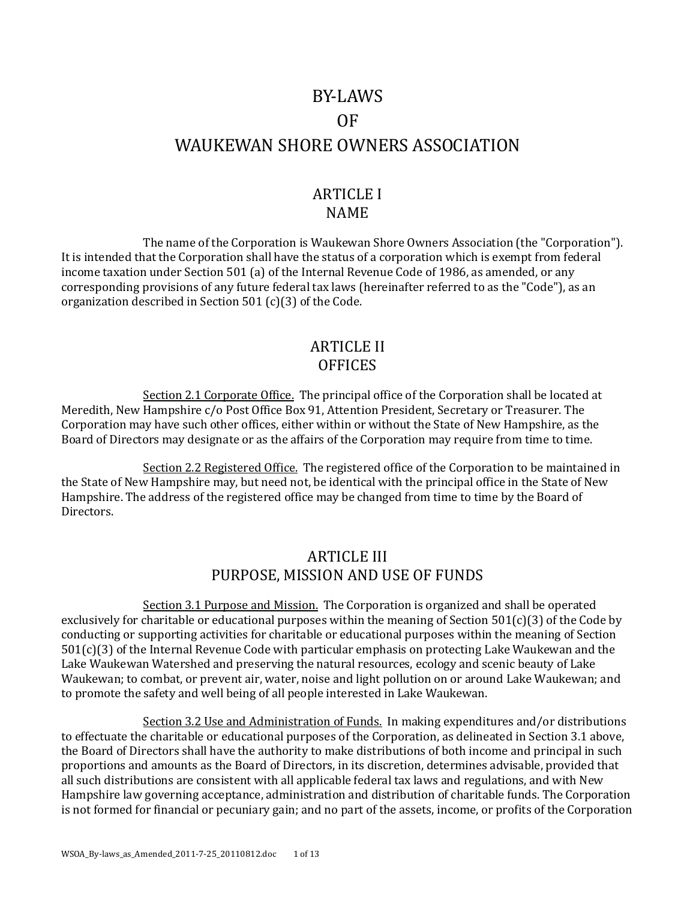# BY-LAWS
# OF
# WAUKEWAN SHORE OWNERS ASSOCIATION

## ARTICLE I
## NAME

The name of the Corporation is Waukewan Shore Owners Association (the "Corporation"). It is intended that the Corporation shall have the status of a corporation which is exempt from federal income taxation under Section 501 (a) of the Internal Revenue Code of 1986, as amended, or any corresponding provisions of any future federal tax laws (hereinafter referred to as the "Code"), as an organization described in Section 501 (c)(3) of the Code.

## ARTICLE II
## OFFICES

Section 2.1 Corporate Office. The principal office of the Corporation shall be located at Meredith, New Hampshire c/o Post Office Box 91, Attention President, Secretary or Treasurer. The Corporation may have such other offices, either within or without the State of New Hampshire, as the Board of Directors may designate or as the affairs of the Corporation may require from time to time.

Section 2.2 Registered Office. The registered office of the Corporation to be maintained in the State of New Hampshire may, but need not, be identical with the principal office in the State of New Hampshire. The address of the registered office may be changed from time to time by the Board of Directors.

## ARTICLE III
## PURPOSE, MISSION AND USE OF FUNDS

Section 3.1 Purpose and Mission. The Corporation is organized and shall be operated exclusively for charitable or educational purposes within the meaning of Section 501(c)(3) of the Code by conducting or supporting activities for charitable or educational purposes within the meaning of Section 501(c)(3) of the Internal Revenue Code with particular emphasis on protecting Lake Waukewan and the Lake Waukewan Watershed and preserving the natural resources, ecology and scenic beauty of Lake Waukewan; to combat, or prevent air, water, noise and light pollution on or around Lake Waukewan; and to promote the safety and well being of all people interested in Lake Waukewan.

Section 3.2 Use and Administration of Funds. In making expenditures and/or distributions to effectuate the charitable or educational purposes of the Corporation, as delineated in Section 3.1 above, the Board of Directors shall have the authority to make distributions of both income and principal in such proportions and amounts as the Board of Directors, in its discretion, determines advisable, provided that all such distributions are consistent with all applicable federal tax laws and regulations, and with New Hampshire law governing acceptance, administration and distribution of charitable funds. The Corporation is not formed for financial or pecuniary gain; and no part of the assets, income, or profits of the Corporation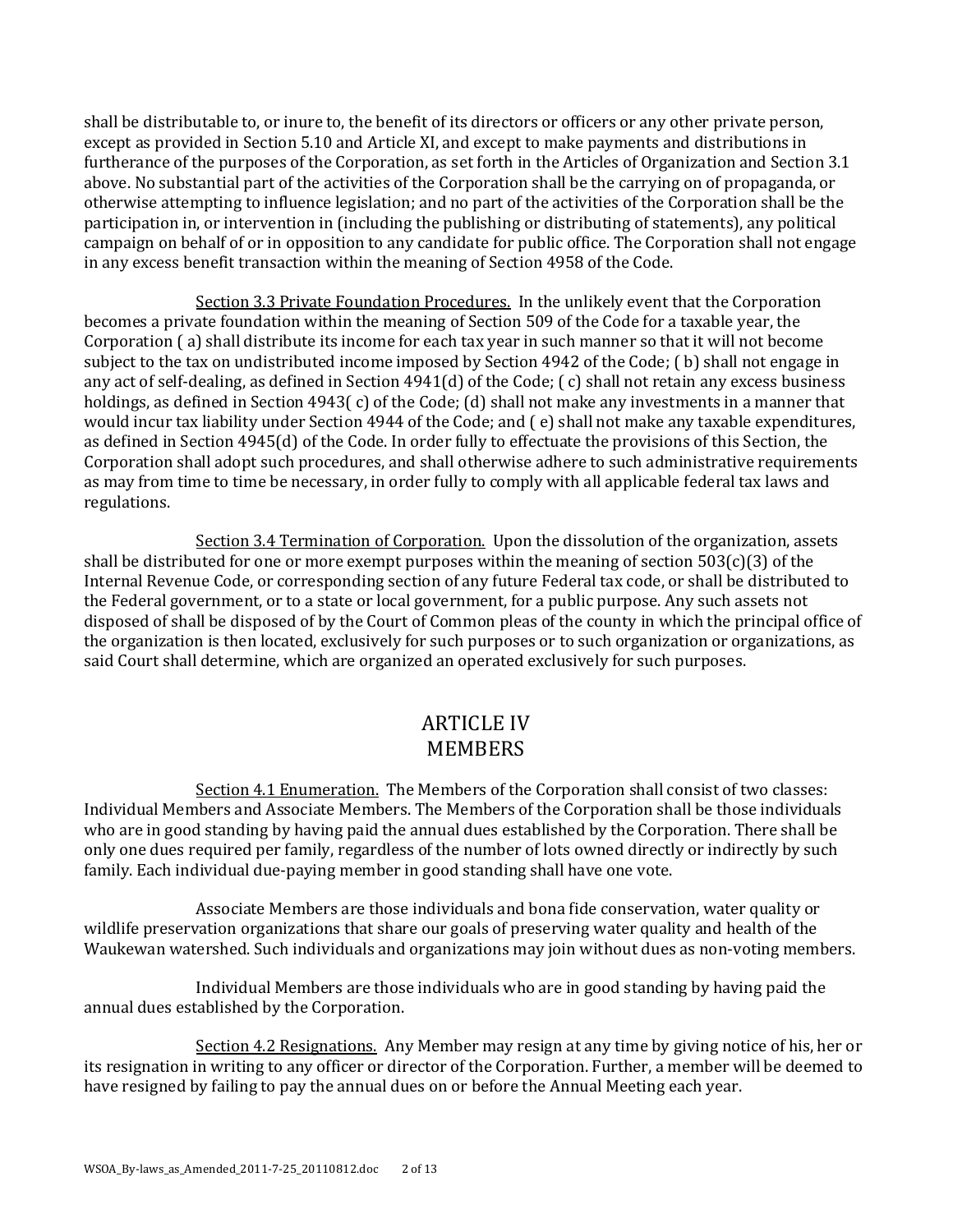shall be distributable to, or inure to, the benefit of its directors or officers or any other private person, except as provided in Section 5.10 and Article XI, and except to make payments and distributions in furtherance of the purposes of the Corporation, as set forth in the Articles of Organization and Section 3.1 above. No substantial part of the activities of the Corporation shall be the carrying on of propaganda, or otherwise attempting to influence legislation; and no part of the activities of the Corporation shall be the participation in, or intervention in (including the publishing or distributing of statements), any political campaign on behalf of or in opposition to any candidate for public office. The Corporation shall not engage in any excess benefit transaction within the meaning of Section 4958 of the Code.

Section 3.3 Private Foundation Procedures. In the unlikely event that the Corporation becomes a private foundation within the meaning of Section 509 of the Code for a taxable year, the Corporation ( a) shall distribute its income for each tax year in such manner so that it will not become subject to the tax on undistributed income imposed by Section 4942 of the Code; ( b) shall not engage in any act of self-dealing, as defined in Section 4941(d) of the Code; ( c) shall not retain any excess business holdings, as defined in Section 4943( c) of the Code; (d) shall not make any investments in a manner that would incur tax liability under Section 4944 of the Code; and ( e) shall not make any taxable expenditures, as defined in Section 4945(d) of the Code. In order fully to effectuate the provisions of this Section, the Corporation shall adopt such procedures, and shall otherwise adhere to such administrative requirements as may from time to time be necessary, in order fully to comply with all applicable federal tax laws and regulations.

Section 3.4 Termination of Corporation. Upon the dissolution of the organization, assets shall be distributed for one or more exempt purposes within the meaning of section 503(c)(3) of the Internal Revenue Code, or corresponding section of any future Federal tax code, or shall be distributed to the Federal government, or to a state or local government, for a public purpose. Any such assets not disposed of shall be disposed of by the Court of Common pleas of the county in which the principal office of the organization is then located, exclusively for such purposes or to such organization or organizations, as said Court shall determine, which are organized an operated exclusively for such purposes.

## ARTICLE IV
## MEMBERS

Section 4.1 Enumeration. The Members of the Corporation shall consist of two classes: Individual Members and Associate Members. The Members of the Corporation shall be those individuals who are in good standing by having paid the annual dues established by the Corporation. There shall be only one dues required per family, regardless of the number of lots owned directly or indirectly by such family. Each individual due-paying member in good standing shall have one vote.

Associate Members are those individuals and bona fide conservation, water quality or wildlife preservation organizations that share our goals of preserving water quality and health of the Waukewan watershed. Such individuals and organizations may join without dues as non-voting members.

Individual Members are those individuals who are in good standing by having paid the annual dues established by the Corporation.

Section 4.2 Resignations. Any Member may resign at any time by giving notice of his, her or its resignation in writing to any officer or director of the Corporation. Further, a member will be deemed to have resigned by failing to pay the annual dues on or before the Annual Meeting each year.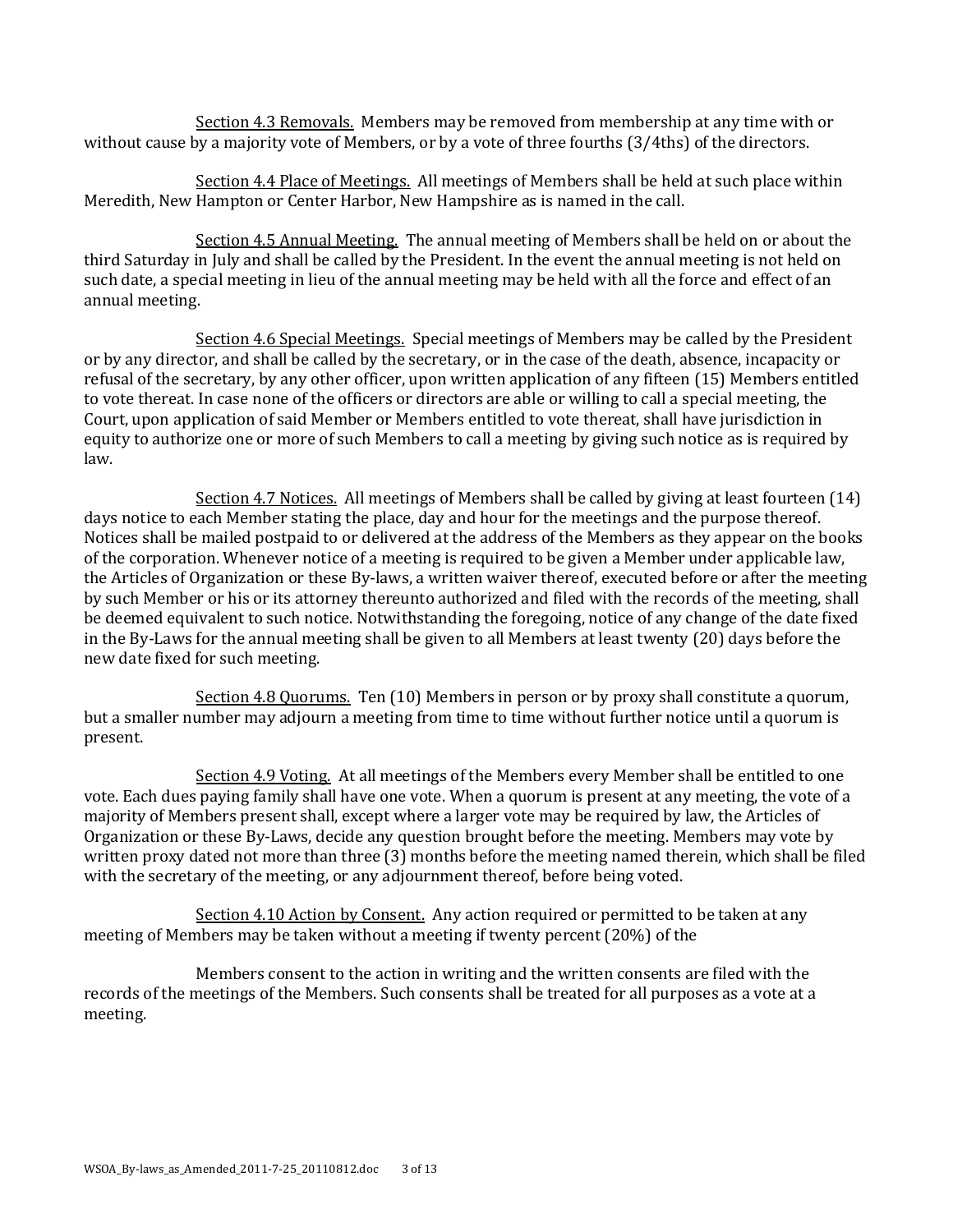Section 4.3 Removals. Members may be removed from membership at any time with or without cause by a majority vote of Members, or by a vote of three fourths (3/4ths) of the directors.

Section 4.4 Place of Meetings. All meetings of Members shall be held at such place within Meredith, New Hampton or Center Harbor, New Hampshire as is named in the call.

Section 4.5 Annual Meeting. The annual meeting of Members shall be held on or about the third Saturday in July and shall be called by the President. In the event the annual meeting is not held on such date, a special meeting in lieu of the annual meeting may be held with all the force and effect of an annual meeting.

Section 4.6 Special Meetings. Special meetings of Members may be called by the President or by any director, and shall be called by the secretary, or in the case of the death, absence, incapacity or refusal of the secretary, by any other officer, upon written application of any fifteen (15) Members entitled to vote thereat. In case none of the officers or directors are able or willing to call a special meeting, the Court, upon application of said Member or Members entitled to vote thereat, shall have jurisdiction in equity to authorize one or more of such Members to call a meeting by giving such notice as is required by law.

Section 4.7 Notices. All meetings of Members shall be called by giving at least fourteen (14) days notice to each Member stating the place, day and hour for the meetings and the purpose thereof. Notices shall be mailed postpaid to or delivered at the address of the Members as they appear on the books of the corporation. Whenever notice of a meeting is required to be given a Member under applicable law, the Articles of Organization or these By-laws, a written waiver thereof, executed before or after the meeting by such Member or his or its attorney thereunto authorized and filed with the records of the meeting, shall be deemed equivalent to such notice. Notwithstanding the foregoing, notice of any change of the date fixed in the By-Laws for the annual meeting shall be given to all Members at least twenty (20) days before the new date fixed for such meeting.

Section 4.8 Quorums. Ten (10) Members in person or by proxy shall constitute a quorum, but a smaller number may adjourn a meeting from time to time without further notice until a quorum is present.

Section 4.9 Voting. At all meetings of the Members every Member shall be entitled to one vote. Each dues paying family shall have one vote. When a quorum is present at any meeting, the vote of a majority of Members present shall, except where a larger vote may be required by law, the Articles of Organization or these By-Laws, decide any question brought before the meeting. Members may vote by written proxy dated not more than three (3) months before the meeting named therein, which shall be filed with the secretary of the meeting, or any adjournment thereof, before being voted.

Section 4.10 Action by Consent. Any action required or permitted to be taken at any meeting of Members may be taken without a meeting if twenty percent (20%) of the

Members consent to the action in writing and the written consents are filed with the records of the meetings of the Members. Such consents shall be treated for all purposes as a vote at a meeting.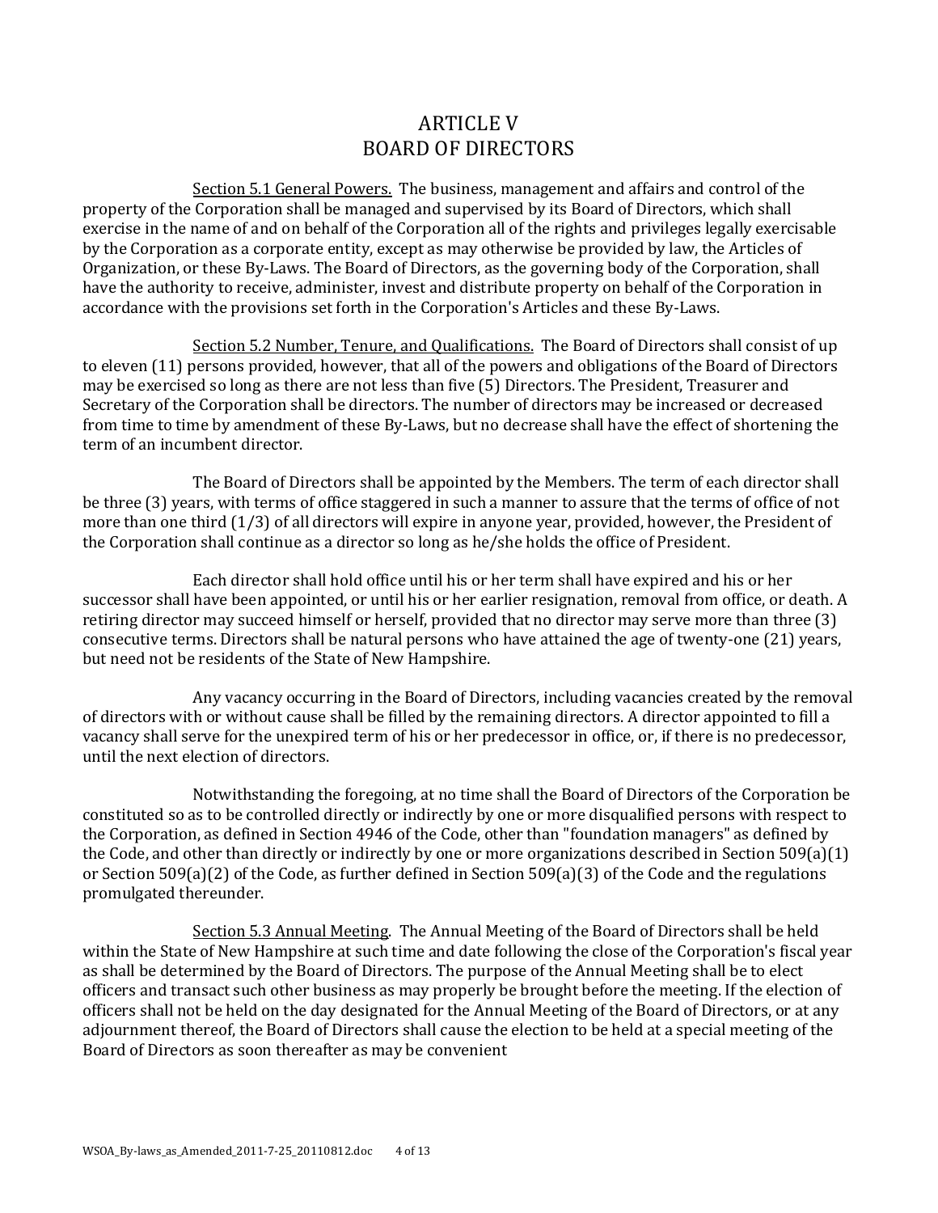# ARTICLE V
# BOARD OF DIRECTORS

<u>Section 5.1 General Powers.</u> The business, management and affairs and control of the property of the Corporation shall be managed and supervised by its Board of Directors, which shall exercise in the name of and on behalf of the Corporation all of the rights and privileges legally exercisable by the Corporation as a corporate entity, except as may otherwise be provided by law, the Articles of Organization, or these By-Laws. The Board of Directors, as the governing body of the Corporation, shall have the authority to receive, administer, invest and distribute property on behalf of the Corporation in accordance with the provisions set forth in the Corporation's Articles and these By-Laws.

<u>Section 5.2 Number, Tenure, and Qualifications.</u> The Board of Directors shall consist of up to eleven (11) persons provided, however, that all of the powers and obligations of the Board of Directors may be exercised so long as there are not less than five (5) Directors. The President, Treasurer and Secretary of the Corporation shall be directors. The number of directors may be increased or decreased from time to time by amendment of these By-Laws, but no decrease shall have the effect of shortening the term of an incumbent director.

The Board of Directors shall be appointed by the Members. The term of each director shall be three (3) years, with terms of office staggered in such a manner to assure that the terms of office of not more than one third (1/3) of all directors will expire in anyone year, provided, however, the President of the Corporation shall continue as a director so long as he/she holds the office of President.

Each director shall hold office until his or her term shall have expired and his or her successor shall have been appointed, or until his or her earlier resignation, removal from office, or death. A retiring director may succeed himself or herself, provided that no director may serve more than three (3) consecutive terms. Directors shall be natural persons who have attained the age of twenty-one (21) years, but need not be residents of the State of New Hampshire.

Any vacancy occurring in the Board of Directors, including vacancies created by the removal of directors with or without cause shall be filled by the remaining directors. A director appointed to fill a vacancy shall serve for the unexpired term of his or her predecessor in office, or, if there is no predecessor, until the next election of directors.

Notwithstanding the foregoing, at no time shall the Board of Directors of the Corporation be constituted so as to be controlled directly or indirectly by one or more disqualified persons with respect to the Corporation, as defined in Section 4946 of the Code, other than "foundation managers" as defined by the Code, and other than directly or indirectly by one or more organizations described in Section 509(a)(1) or Section 509(a)(2) of the Code, as further defined in Section 509(a)(3) of the Code and the regulations promulgated thereunder.

<u>Section 5.3 Annual Meeting</u>. The Annual Meeting of the Board of Directors shall be held within the State of New Hampshire at such time and date following the close of the Corporation's fiscal year as shall be determined by the Board of Directors. The purpose of the Annual Meeting shall be to elect officers and transact such other business as may properly be brought before the meeting. If the election of officers shall not be held on the day designated for the Annual Meeting of the Board of Directors, or at any adjournment thereof, the Board of Directors shall cause the election to be held at a special meeting of the Board of Directors as soon thereafter as may be convenient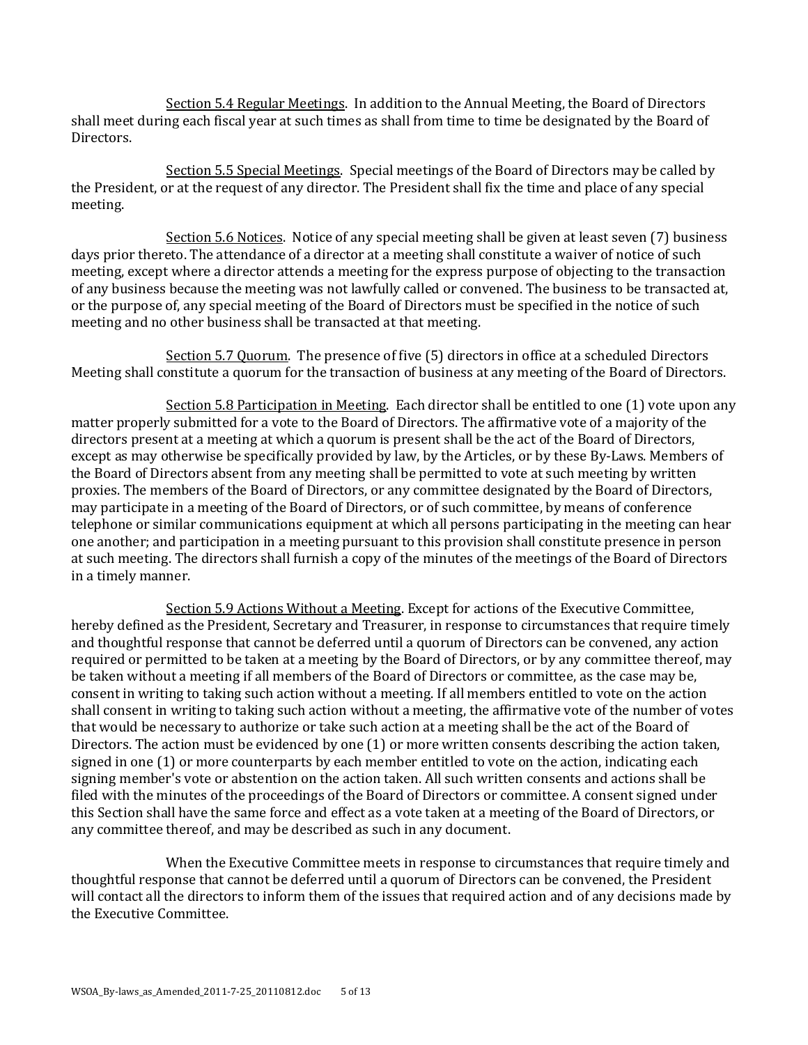Section 5.4 Regular Meetings. In addition to the Annual Meeting, the Board of Directors shall meet during each fiscal year at such times as shall from time to time be designated by the Board of Directors.

Section 5.5 Special Meetings. Special meetings of the Board of Directors may be called by the President, or at the request of any director. The President shall fix the time and place of any special meeting.

Section 5.6 Notices. Notice of any special meeting shall be given at least seven (7) business days prior thereto. The attendance of a director at a meeting shall constitute a waiver of notice of such meeting, except where a director attends a meeting for the express purpose of objecting to the transaction of any business because the meeting was not lawfully called or convened. The business to be transacted at, or the purpose of, any special meeting of the Board of Directors must be specified in the notice of such meeting and no other business shall be transacted at that meeting.

Section 5.7 Quorum. The presence of five (5) directors in office at a scheduled Directors Meeting shall constitute a quorum for the transaction of business at any meeting of the Board of Directors.

Section 5.8 Participation in Meeting. Each director shall be entitled to one (1) vote upon any matter properly submitted for a vote to the Board of Directors. The affirmative vote of a majority of the directors present at a meeting at which a quorum is present shall be the act of the Board of Directors, except as may otherwise be specifically provided by law, by the Articles, or by these By-Laws. Members of the Board of Directors absent from any meeting shall be permitted to vote at such meeting by written proxies. The members of the Board of Directors, or any committee designated by the Board of Directors, may participate in a meeting of the Board of Directors, or of such committee, by means of conference telephone or similar communications equipment at which all persons participating in the meeting can hear one another; and participation in a meeting pursuant to this provision shall constitute presence in person at such meeting. The directors shall furnish a copy of the minutes of the meetings of the Board of Directors in a timely manner.

Section 5.9 Actions Without a Meeting. Except for actions of the Executive Committee, hereby defined as the President, Secretary and Treasurer, in response to circumstances that require timely and thoughtful response that cannot be deferred until a quorum of Directors can be convened, any action required or permitted to be taken at a meeting by the Board of Directors, or by any committee thereof, may be taken without a meeting if all members of the Board of Directors or committee, as the case may be, consent in writing to taking such action without a meeting. If all members entitled to vote on the action shall consent in writing to taking such action without a meeting, the affirmative vote of the number of votes that would be necessary to authorize or take such action at a meeting shall be the act of the Board of Directors. The action must be evidenced by one (1) or more written consents describing the action taken, signed in one (1) or more counterparts by each member entitled to vote on the action, indicating each signing member's vote or abstention on the action taken. All such written consents and actions shall be filed with the minutes of the proceedings of the Board of Directors or committee. A consent signed under this Section shall have the same force and effect as a vote taken at a meeting of the Board of Directors, or any committee thereof, and may be described as such in any document.

When the Executive Committee meets in response to circumstances that require timely and thoughtful response that cannot be deferred until a quorum of Directors can be convened, the President will contact all the directors to inform them of the issues that required action and of any decisions made by the Executive Committee.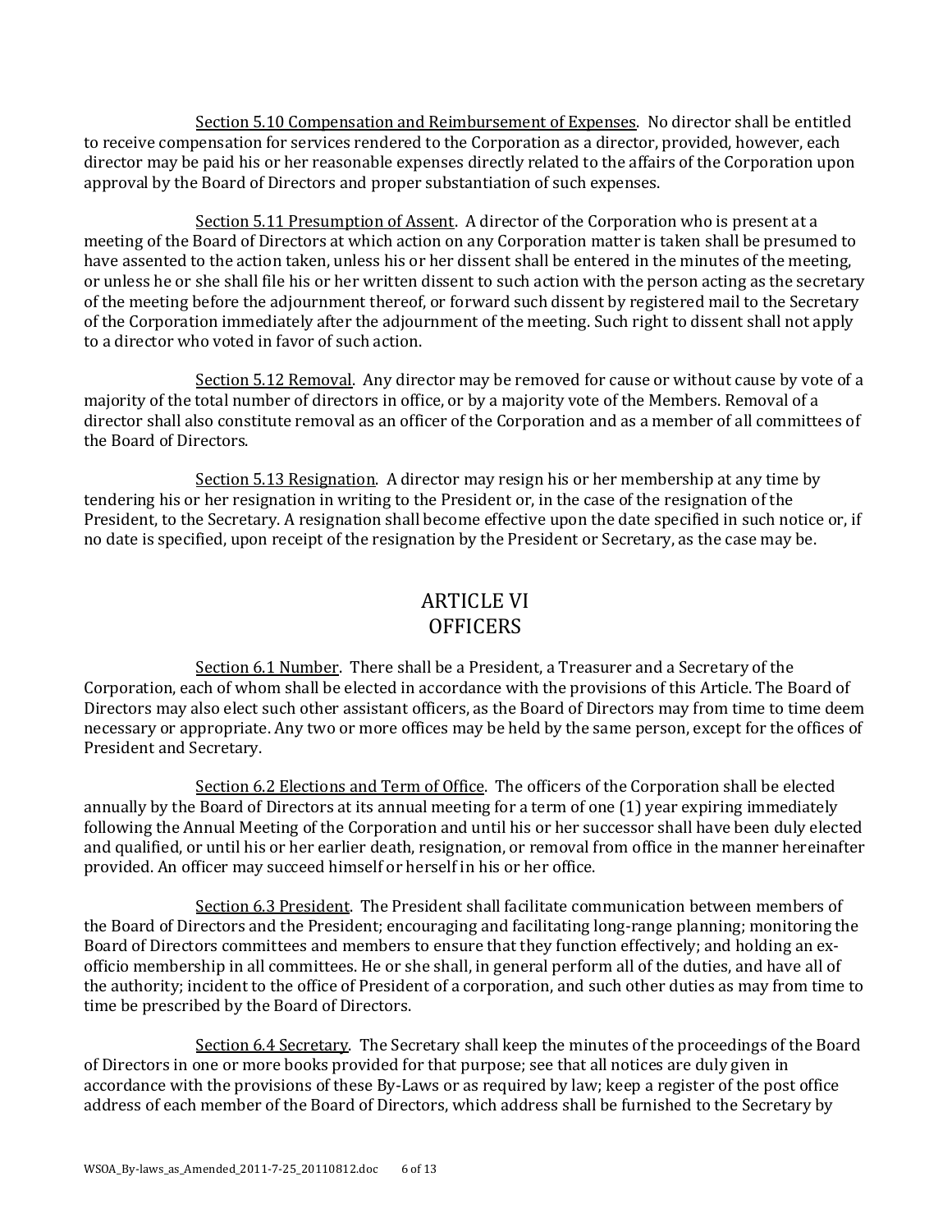Section 5.10 Compensation and Reimbursement of Expenses. No director shall be entitled to receive compensation for services rendered to the Corporation as a director, provided, however, each director may be paid his or her reasonable expenses directly related to the affairs of the Corporation upon approval by the Board of Directors and proper substantiation of such expenses.

Section 5.11 Presumption of Assent. A director of the Corporation who is present at a meeting of the Board of Directors at which action on any Corporation matter is taken shall be presumed to have assented to the action taken, unless his or her dissent shall be entered in the minutes of the meeting, or unless he or she shall file his or her written dissent to such action with the person acting as the secretary of the meeting before the adjournment thereof, or forward such dissent by registered mail to the Secretary of the Corporation immediately after the adjournment of the meeting. Such right to dissent shall not apply to a director who voted in favor of such action.

Section 5.12 Removal. Any director may be removed for cause or without cause by vote of a majority of the total number of directors in office, or by a majority vote of the Members. Removal of a director shall also constitute removal as an officer of the Corporation and as a member of all committees of the Board of Directors.

Section 5.13 Resignation. A director may resign his or her membership at any time by tendering his or her resignation in writing to the President or, in the case of the resignation of the President, to the Secretary. A resignation shall become effective upon the date specified in such notice or, if no date is specified, upon receipt of the resignation by the President or Secretary, as the case may be.

## ARTICLE VI
## OFFICERS

Section 6.1 Number. There shall be a President, a Treasurer and a Secretary of the Corporation, each of whom shall be elected in accordance with the provisions of this Article. The Board of Directors may also elect such other assistant officers, as the Board of Directors may from time to time deem necessary or appropriate. Any two or more offices may be held by the same person, except for the offices of President and Secretary.

Section 6.2 Elections and Term of Office. The officers of the Corporation shall be elected annually by the Board of Directors at its annual meeting for a term of one (1) year expiring immediately following the Annual Meeting of the Corporation and until his or her successor shall have been duly elected and qualified, or until his or her earlier death, resignation, or removal from office in the manner hereinafter provided. An officer may succeed himself or herself in his or her office.

Section 6.3 President. The President shall facilitate communication between members of the Board of Directors and the President; encouraging and facilitating long-range planning; monitoring the Board of Directors committees and members to ensure that they function effectively; and holding an ex-officio membership in all committees. He or she shall, in general perform all of the duties, and have all of the authority; incident to the office of President of a corporation, and such other duties as may from time to time be prescribed by the Board of Directors.

Section 6.4 Secretary. The Secretary shall keep the minutes of the proceedings of the Board of Directors in one or more books provided for that purpose; see that all notices are duly given in accordance with the provisions of these By-Laws or as required by law; keep a register of the post office address of each member of the Board of Directors, which address shall be furnished to the Secretary by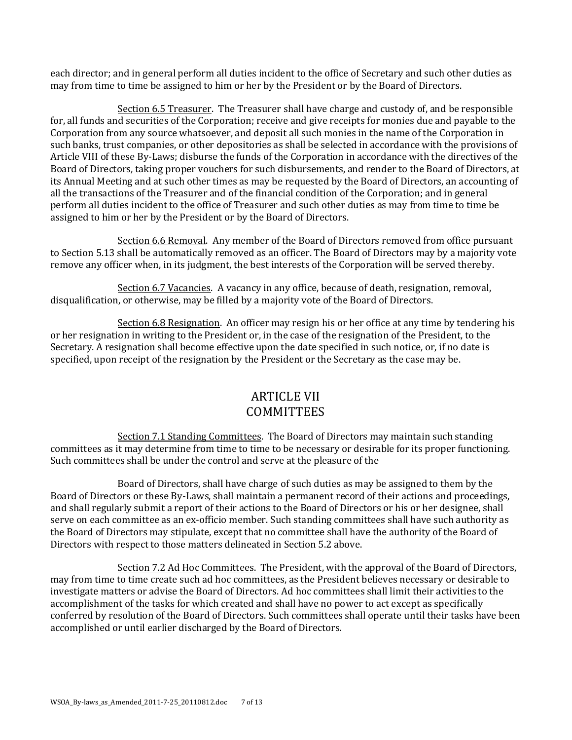each director; and in general perform all duties incident to the office of Secretary and such other duties as may from time to time be assigned to him or her by the President or by the Board of Directors.

Section 6.5 Treasurer. The Treasurer shall have charge and custody of, and be responsible for, all funds and securities of the Corporation; receive and give receipts for monies due and payable to the Corporation from any source whatsoever, and deposit all such monies in the name of the Corporation in such banks, trust companies, or other depositories as shall be selected in accordance with the provisions of Article VIII of these By-Laws; disburse the funds of the Corporation in accordance with the directives of the Board of Directors, taking proper vouchers for such disbursements, and render to the Board of Directors, at its Annual Meeting and at such other times as may be requested by the Board of Directors, an accounting of all the transactions of the Treasurer and of the financial condition of the Corporation; and in general perform all duties incident to the office of Treasurer and such other duties as may from time to time be assigned to him or her by the President or by the Board of Directors.

Section 6.6 Removal. Any member of the Board of Directors removed from office pursuant to Section 5.13 shall be automatically removed as an officer. The Board of Directors may by a majority vote remove any officer when, in its judgment, the best interests of the Corporation will be served thereby.

Section 6.7 Vacancies. A vacancy in any office, because of death, resignation, removal, disqualification, or otherwise, may be filled by a majority vote of the Board of Directors.

Section 6.8 Resignation. An officer may resign his or her office at any time by tendering his or her resignation in writing to the President or, in the case of the resignation of the President, to the Secretary. A resignation shall become effective upon the date specified in such notice, or, if no date is specified, upon receipt of the resignation by the President or the Secretary as the case may be.

## ARTICLE VII
## COMMITTEES

Section 7.1 Standing Committees. The Board of Directors may maintain such standing committees as it may determine from time to time to be necessary or desirable for its proper functioning. Such committees shall be under the control and serve at the pleasure of the

Board of Directors, shall have charge of such duties as may be assigned to them by the Board of Directors or these By-Laws, shall maintain a permanent record of their actions and proceedings, and shall regularly submit a report of their actions to the Board of Directors or his or her designee, shall serve on each committee as an ex-officio member. Such standing committees shall have such authority as the Board of Directors may stipulate, except that no committee shall have the authority of the Board of Directors with respect to those matters delineated in Section 5.2 above.

Section 7.2 Ad Hoc Committees. The President, with the approval of the Board of Directors, may from time to time create such ad hoc committees, as the President believes necessary or desirable to investigate matters or advise the Board of Directors. Ad hoc committees shall limit their activities to the accomplishment of the tasks for which created and shall have no power to act except as specifically conferred by resolution of the Board of Directors. Such committees shall operate until their tasks have been accomplished or until earlier discharged by the Board of Directors.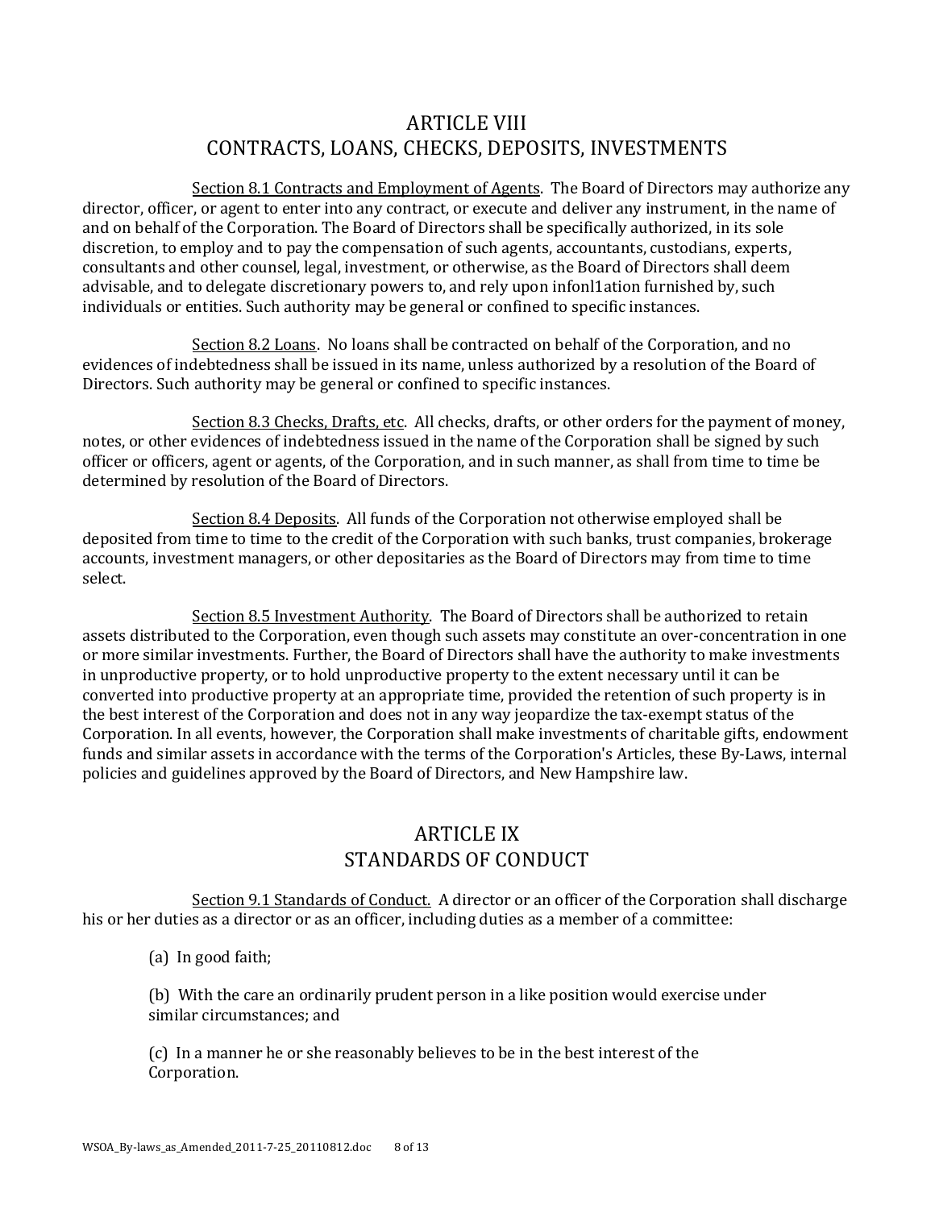## ARTICLE VIII
## CONTRACTS, LOANS, CHECKS, DEPOSITS, INVESTMENTS

Section 8.1 Contracts and Employment of Agents. The Board of Directors may authorize any director, officer, or agent to enter into any contract, or execute and deliver any instrument, in the name of and on behalf of the Corporation. The Board of Directors shall be specifically authorized, in its sole discretion, to employ and to pay the compensation of such agents, accountants, custodians, experts, consultants and other counsel, legal, investment, or otherwise, as the Board of Directors shall deem advisable, and to delegate discretionary powers to, and rely upon infonl1ation furnished by, such individuals or entities. Such authority may be general or confined to specific instances.

Section 8.2 Loans. No loans shall be contracted on behalf of the Corporation, and no evidences of indebtedness shall be issued in its name, unless authorized by a resolution of the Board of Directors. Such authority may be general or confined to specific instances.

Section 8.3 Checks, Drafts, etc. All checks, drafts, or other orders for the payment of money, notes, or other evidences of indebtedness issued in the name of the Corporation shall be signed by such officer or officers, agent or agents, of the Corporation, and in such manner, as shall from time to time be determined by resolution of the Board of Directors.

Section 8.4 Deposits. All funds of the Corporation not otherwise employed shall be deposited from time to time to the credit of the Corporation with such banks, trust companies, brokerage accounts, investment managers, or other depositaries as the Board of Directors may from time to time select.

Section 8.5 Investment Authority. The Board of Directors shall be authorized to retain assets distributed to the Corporation, even though such assets may constitute an over-concentration in one or more similar investments. Further, the Board of Directors shall have the authority to make investments in unproductive property, or to hold unproductive property to the extent necessary until it can be converted into productive property at an appropriate time, provided the retention of such property is in the best interest of the Corporation and does not in any way jeopardize the tax-exempt status of the Corporation. In all events, however, the Corporation shall make investments of charitable gifts, endowment funds and similar assets in accordance with the terms of the Corporation's Articles, these By-Laws, internal policies and guidelines approved by the Board of Directors, and New Hampshire law.

## ARTICLE IX
## STANDARDS OF CONDUCT

Section 9.1 Standards of Conduct. A director or an officer of the Corporation shall discharge his or her duties as a director or as an officer, including duties as a member of a committee:

(a) In good faith;

(b) With the care an ordinarily prudent person in a like position would exercise under similar circumstances; and

(c) In a manner he or she reasonably believes to be in the best interest of the Corporation.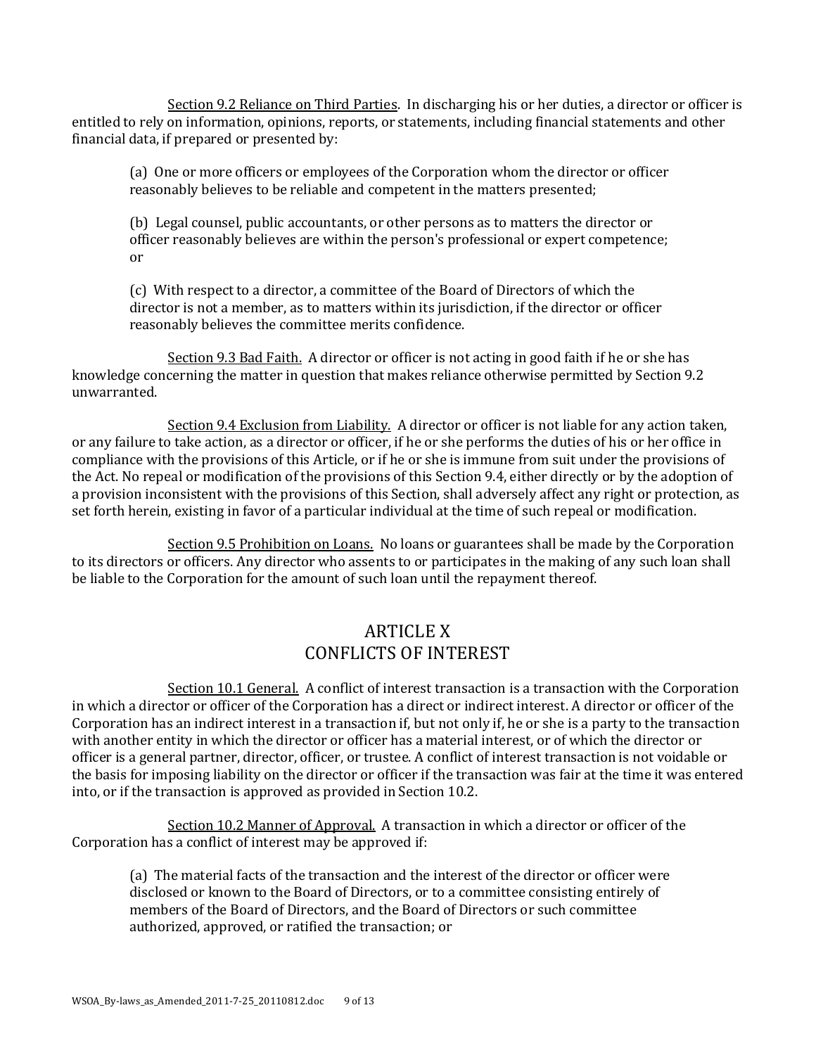<u>Section 9.2 Reliance on Third Parties</u>. In discharging his or her duties, a director or officer is entitled to rely on information, opinions, reports, or statements, including financial statements and other financial data, if prepared or presented by:

> (a) One or more officers or employees of the Corporation whom the director or officer reasonably believes to be reliable and competent in the matters presented;
>
> (b) Legal counsel, public accountants, or other persons as to matters the director or officer reasonably believes are within the person's professional or expert competence; or
>
> (c) With respect to a director, a committee of the Board of Directors of which the director is not a member, as to matters within its jurisdiction, if the director or officer reasonably believes the committee merits confidence.

<u>Section 9.3 Bad Faith.</u> A director or officer is not acting in good faith if he or she has knowledge concerning the matter in question that makes reliance otherwise permitted by Section 9.2 unwarranted.

<u>Section 9.4 Exclusion from Liability.</u> A director or officer is not liable for any action taken, or any failure to take action, as a director or officer, if he or she performs the duties of his or her office in compliance with the provisions of this Article, or if he or she is immune from suit under the provisions of the Act. No repeal or modification of the provisions of this Section 9.4, either directly or by the adoption of a provision inconsistent with the provisions of this Section, shall adversely affect any right or protection, as set forth herein, existing in favor of a particular individual at the time of such repeal or modification.

<u>Section 9.5 Prohibition on Loans.</u> No loans or guarantees shall be made by the Corporation to its directors or officers. Any director who assents to or participates in the making of any such loan shall be liable to the Corporation for the amount of such loan until the repayment thereof.

## ARTICLE X
## CONFLICTS OF INTEREST

<u>Section 10.1 General.</u> A conflict of interest transaction is a transaction with the Corporation in which a director or officer of the Corporation has a direct or indirect interest. A director or officer of the Corporation has an indirect interest in a transaction if, but not only if, he or she is a party to the transaction with another entity in which the director or officer has a material interest, or of which the director or officer is a general partner, director, officer, or trustee. A conflict of interest transaction is not voidable or the basis for imposing liability on the director or officer if the transaction was fair at the time it was entered into, or if the transaction is approved as provided in Section 10.2.

<u>Section 10.2 Manner of Approval.</u> A transaction in which a director or officer of the Corporation has a conflict of interest may be approved if:

> (a) The material facts of the transaction and the interest of the director or officer were disclosed or known to the Board of Directors, or to a committee consisting entirely of members of the Board of Directors, and the Board of Directors or such committee authorized, approved, or ratified the transaction; or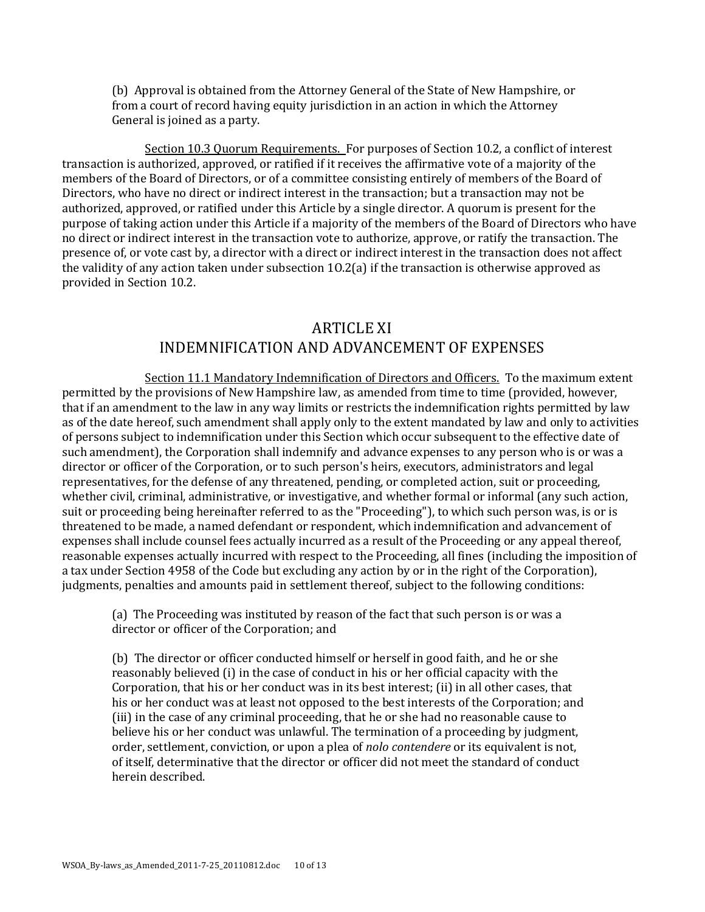(b) Approval is obtained from the Attorney General of the State of New Hampshire, or from a court of record having equity jurisdiction in an action in which the Attorney General is joined as a party.

Section 10.3 Quorum Requirements. For purposes of Section 10.2, a conflict of interest transaction is authorized, approved, or ratified if it receives the affirmative vote of a majority of the members of the Board of Directors, or of a committee consisting entirely of members of the Board of Directors, who have no direct or indirect interest in the transaction; but a transaction may not be authorized, approved, or ratified under this Article by a single director. A quorum is present for the purpose of taking action under this Article if a majority of the members of the Board of Directors who have no direct or indirect interest in the transaction vote to authorize, approve, or ratify the transaction. The presence of, or vote cast by, a director with a direct or indirect interest in the transaction does not affect the validity of any action taken under subsection 10.2(a) if the transaction is otherwise approved as provided in Section 10.2.

## ARTICLE XI
## INDEMNIFICATION AND ADVANCEMENT OF EXPENSES

Section 11.1 Mandatory Indemnification of Directors and Officers. To the maximum extent permitted by the provisions of New Hampshire law, as amended from time to time (provided, however, that if an amendment to the law in any way limits or restricts the indemnification rights permitted by law as of the date hereof, such amendment shall apply only to the extent mandated by law and only to activities of persons subject to indemnification under this Section which occur subsequent to the effective date of such amendment), the Corporation shall indemnify and advance expenses to any person who is or was a director or officer of the Corporation, or to such person's heirs, executors, administrators and legal representatives, for the defense of any threatened, pending, or completed action, suit or proceeding, whether civil, criminal, administrative, or investigative, and whether formal or informal (any such action, suit or proceeding being hereinafter referred to as the "Proceeding"), to which such person was, is or is threatened to be made, a named defendant or respondent, which indemnification and advancement of expenses shall include counsel fees actually incurred as a result of the Proceeding or any appeal thereof, reasonable expenses actually incurred with respect to the Proceeding, all fines (including the imposition of a tax under Section 4958 of the Code but excluding any action by or in the right of the Corporation), judgments, penalties and amounts paid in settlement thereof, subject to the following conditions:

(a) The Proceeding was instituted by reason of the fact that such person is or was a director or officer of the Corporation; and

(b) The director or officer conducted himself or herself in good faith, and he or she reasonably believed (i) in the case of conduct in his or her official capacity with the Corporation, that his or her conduct was in its best interest; (ii) in all other cases, that his or her conduct was at least not opposed to the best interests of the Corporation; and (iii) in the case of any criminal proceeding, that he or she had no reasonable cause to believe his or her conduct was unlawful. The termination of a proceeding by judgment, order, settlement, conviction, or upon a plea of *nolo contendere* or its equivalent is not, of itself, determinative that the director or officer did not meet the standard of conduct herein described.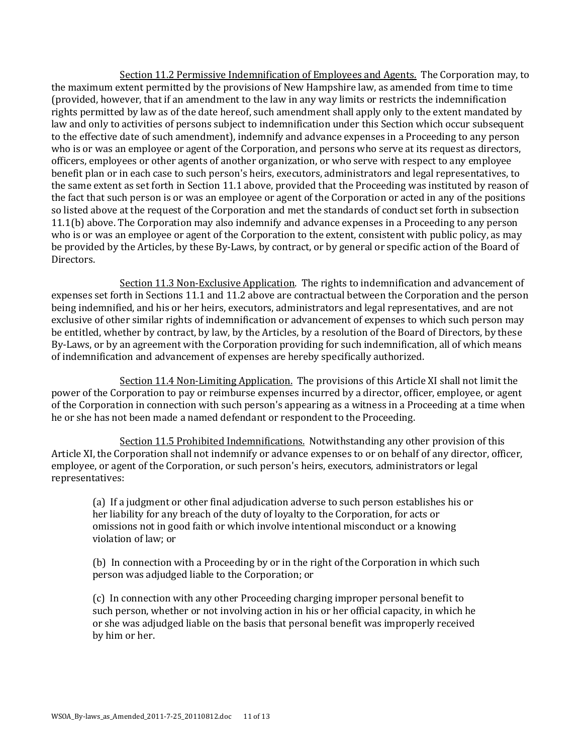<u>Section 11.2 Permissive Indemnification of Employees and Agents.</u> The Corporation may, to the maximum extent permitted by the provisions of New Hampshire law, as amended from time to time (provided, however, that if an amendment to the law in any way limits or restricts the indemnification rights permitted by law as of the date hereof, such amendment shall apply only to the extent mandated by law and only to activities of persons subject to indemnification under this Section which occur subsequent to the effective date of such amendment), indemnify and advance expenses in a Proceeding to any person who is or was an employee or agent of the Corporation, and persons who serve at its request as directors, officers, employees or other agents of another organization, or who serve with respect to any employee benefit plan or in each case to such person's heirs, executors, administrators and legal representatives, to the same extent as set forth in Section 11.1 above, provided that the Proceeding was instituted by reason of the fact that such person is or was an employee or agent of the Corporation or acted in any of the positions so listed above at the request of the Corporation and met the standards of conduct set forth in subsection 11.1(b) above. The Corporation may also indemnify and advance expenses in a Proceeding to any person who is or was an employee or agent of the Corporation to the extent, consistent with public policy, as may be provided by the Articles, by these By-Laws, by contract, or by general or specific action of the Board of Directors.

<u>Section 11.3 Non-Exclusive Application</u>. The rights to indemnification and advancement of expenses set forth in Sections 11.1 and 11.2 above are contractual between the Corporation and the person being indemnified, and his or her heirs, executors, administrators and legal representatives, and are not exclusive of other similar rights of indemnification or advancement of expenses to which such person may be entitled, whether by contract, by law, by the Articles, by a resolution of the Board of Directors, by these By-Laws, or by an agreement with the Corporation providing for such indemnification, all of which means of indemnification and advancement of expenses are hereby specifically authorized.

<u>Section 11.4 Non-Limiting Application.</u> The provisions of this Article XI shall not limit the power of the Corporation to pay or reimburse expenses incurred by a director, officer, employee, or agent of the Corporation in connection with such person's appearing as a witness in a Proceeding at a time when he or she has not been made a named defendant or respondent to the Proceeding.

<u>Section 11.5 Prohibited Indemnifications.</u> Notwithstanding any other provision of this Article XI, the Corporation shall not indemnify or advance expenses to or on behalf of any director, officer, employee, or agent of the Corporation, or such person's heirs, executors, administrators or legal representatives:

(a) If a judgment or other final adjudication adverse to such person establishes his or her liability for any breach of the duty of loyalty to the Corporation, for acts or omissions not in good faith or which involve intentional misconduct or a knowing violation of law; or

(b) In connection with a Proceeding by or in the right of the Corporation in which such person was adjudged liable to the Corporation; or

(c) In connection with any other Proceeding charging improper personal benefit to such person, whether or not involving action in his or her official capacity, in which he or she was adjudged liable on the basis that personal benefit was improperly received by him or her.

WSOA_By-laws_as_Amended_2011-7-25_20110812.doc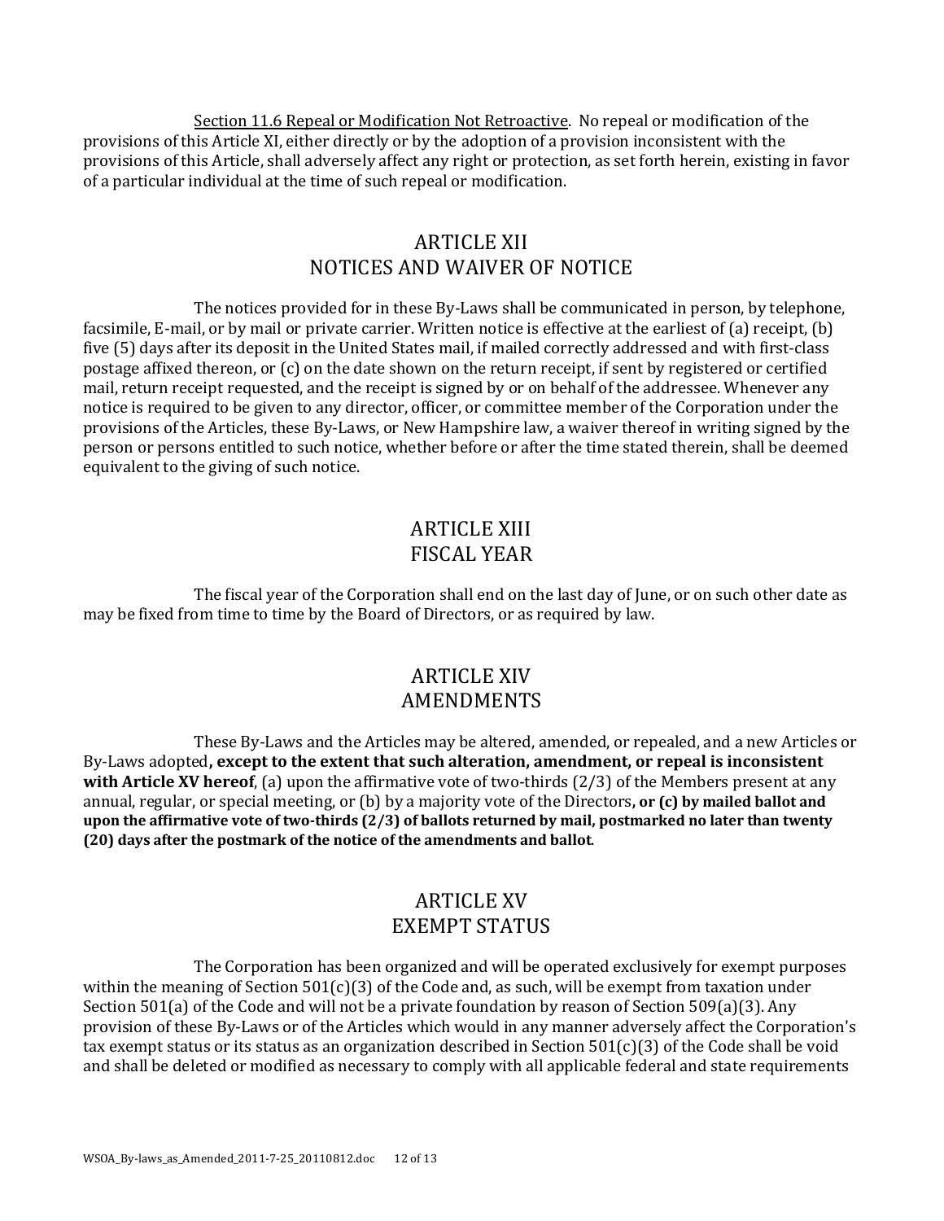Section 11.6 Repeal or Modification Not Retroactive. No repeal or modification of the provisions of this Article XI, either directly or by the adoption of a provision inconsistent with the provisions of this Article, shall adversely affect any right or protection, as set forth herein, existing in favor of a particular individual at the time of such repeal or modification.

## ARTICLE XII
## NOTICES AND WAIVER OF NOTICE

The notices provided for in these By-Laws shall be communicated in person, by telephone, facsimile, E-mail, or by mail or private carrier. Written notice is effective at the earliest of (a) receipt, (b) five (5) days after its deposit in the United States mail, if mailed correctly addressed and with first-class postage affixed thereon, or (c) on the date shown on the return receipt, if sent by registered or certified mail, return receipt requested, and the receipt is signed by or on behalf of the addressee. Whenever any notice is required to be given to any director, officer, or committee member of the Corporation under the provisions of the Articles, these By-Laws, or New Hampshire law, a waiver thereof in writing signed by the person or persons entitled to such notice, whether before or after the time stated therein, shall be deemed equivalent to the giving of such notice.

## ARTICLE XIII
## FISCAL YEAR

The fiscal year of the Corporation shall end on the last day of June, or on such other date as may be fixed from time to time by the Board of Directors, or as required by law.

## ARTICLE XIV
## AMENDMENTS

These By-Laws and the Articles may be altered, amended, or repealed, and a new Articles or By-Laws adopted**, except to the extent that such alteration, amendment, or repeal is inconsistent with Article XV hereof**, (a) upon the affirmative vote of two-thirds (2/3) of the Members present at any annual, regular, or special meeting, or (b) by a majority vote of the Directors**, or (c) by mailed ballot and upon the affirmative vote of two-thirds (2/3) of ballots returned by mail, postmarked no later than twenty (20) days after the postmark of the notice of the amendments and ballot**.

## ARTICLE XV
## EXEMPT STATUS

The Corporation has been organized and will be operated exclusively for exempt purposes within the meaning of Section 501(c)(3) of the Code and, as such, will be exempt from taxation under Section 501(a) of the Code and will not be a private foundation by reason of Section 509(a)(3). Any provision of these By-Laws or of the Articles which would in any manner adversely affect the Corporation's tax exempt status or its status as an organization described in Section 501(c)(3) of the Code shall be void and shall be deleted or modified as necessary to comply with all applicable federal and state requirements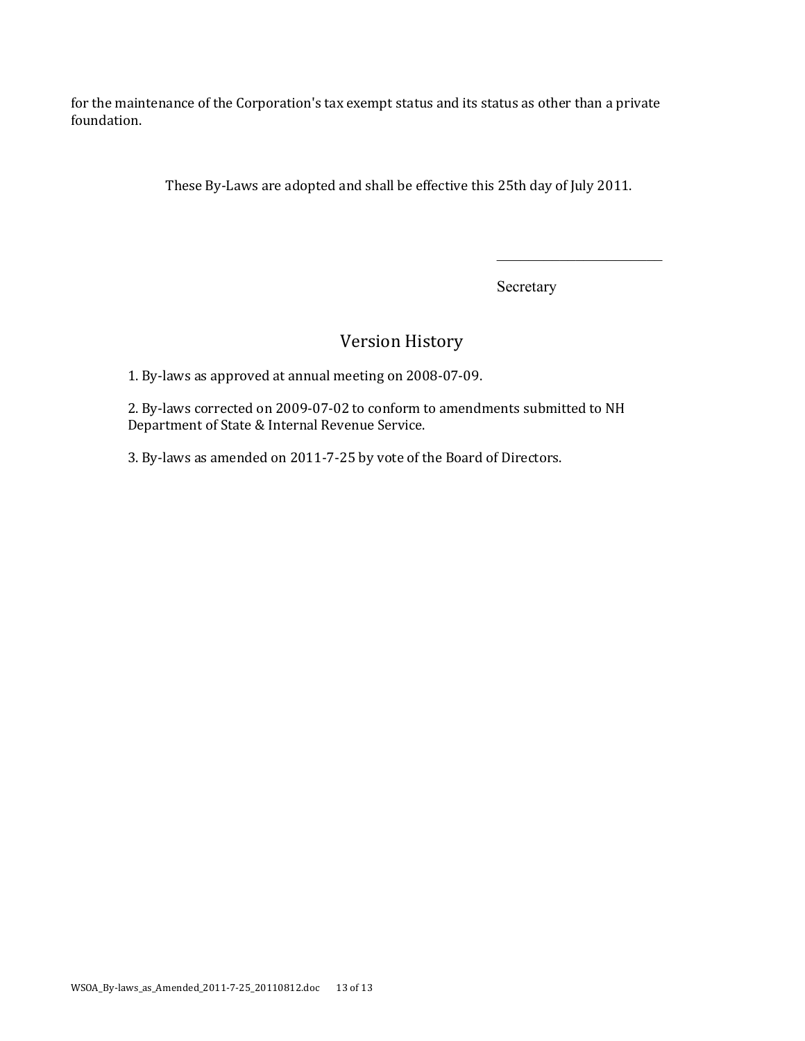for the maintenance of the Corporation's tax exempt status and its status as other than a private foundation.

These By-Laws are adopted and shall be effective this 25th day of July 2011.

\_\_\_\_\_\_\_\_\_\_\_\_\_\_\_\_\_\_\_\_\_\_\_\_

Secretary

## Version History

1. By-laws as approved at annual meeting on 2008-07-09.

2. By-laws corrected on 2009-07-02 to conform to amendments submitted to NH Department of State & Internal Revenue Service.

3. By-laws as amended on 2011-7-25 by vote of the Board of Directors.